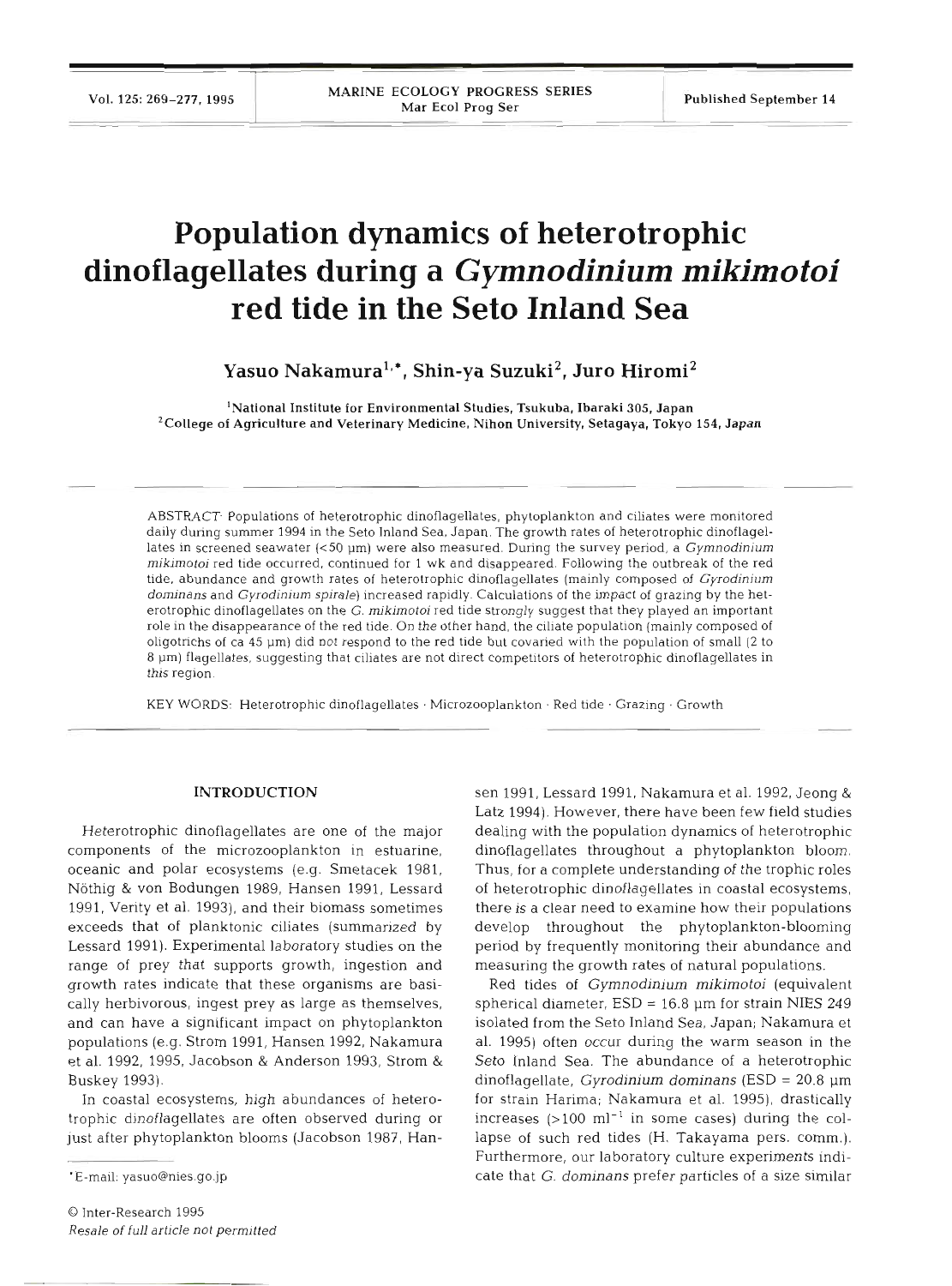# Population dynamics of heterotrophic dinoflagellates during a *Gymnodinium mikimotoi* red tide in the Seto Inland Sea

**Yasuo Nakamura[1,*], Shin-ya Suzuki[2], Juro Hiromi[2]**

[1]National Institute for Environmental Studies, Tsukuba, Ibaraki 305, Japan
[2]College of Agriculture and Veterinary Medicine, Nihon University, Setagaya, Tokyo 154, Japan

ABSTRACT: Populations of heterotrophic dinoflagellates, phytoplankton and ciliates were monitored daily during summer 1994 in the Seto Inland Sea, Japan. The growth rates of heterotrophic dinoflagellates in screened seawater (<50 µm) were also measured. During the survey period, a *Gymnodinium mikimotoi* red tide occurred, continued for 1 wk and disappeared. Following the outbreak of the red tide, abundance and growth rates of heterotrophic dinoflagellates (mainly composed of *Gyrodinium dominans* and *Gyrodinium spirale*) increased rapidly. Calculations of the impact of grazing by the heterotrophic dinoflagellates on the *G. mikimotoi* red tide strongly suggest that they played an important role in the disappearance of the red tide. On the other hand, the ciliate population (mainly composed of oligotrichs of ca 45 µm) did not respond to the red tide but covaried with the population of small (2 to 8 µm) flagellates, suggesting that ciliates are not direct competitors of heterotrophic dinoflagellates in this region.

KEY WORDS: Heterotrophic dinoflagellates · Microzooplankton · Red tide · Grazing · Growth

## INTRODUCTION

Heterotrophic dinoflagellates are one of the major components of the microzooplankton in estuarine, oceanic and polar ecosystems (e.g. Smetacek 1981, Nöthig & von Bodungen 1989, Hansen 1991, Lessard 1991, Verity et al. 1993), and their biomass sometimes exceeds that of planktonic ciliates (summarized by Lessard 1991). Experimental laboratory studies on the range of prey that supports growth, ingestion and growth rates indicate that these organisms are basically herbivorous, ingest prey as large as themselves, and can have a significant impact on phytoplankton populations (e.g. Strom 1991, Hansen 1992, Nakamura et al. 1992, 1995, Jacobson & Anderson 1993, Strom & Buskey 1993).

In coastal ecosystems, high abundances of heterotrophic dinoflagellates are often observed during or just after phytoplankton blooms (Jacobson 1987, Hansen 1991, Lessard 1991, Nakamura et al. 1992, Jeong & Latz 1994). However, there have been few field studies dealing with the population dynamics of heterotrophic dinoflagellates throughout a phytoplankton bloom. Thus, for a complete understanding of the trophic roles of heterotrophic dinoflagellates in coastal ecosystems, there is a clear need to examine how their populations develop throughout the phytoplankton-blooming period by frequently monitoring their abundance and measuring the growth rates of natural populations.

Red tides of *Gymnodinium mikimotoi* (equivalent spherical diameter, ESD = 16.8 µm for strain NIES 249 isolated from the Seto Inland Sea, Japan; Nakamura et al. 1995) often occur during the warm season in the Seto Inland Sea. The abundance of a heterotrophic dinoflagellate, *Gyrodinium dominans* (ESD = 20.8 µm for strain Harima; Nakamura et al. 1995), drastically increases (>100 $ml^{-1}$ in some cases) during the collapse of such red tides (H. Takayama pers. comm.). Furthermore, our laboratory culture experiments indicate that *G. dominans* prefer particles of a size similar

*E-mail: yasuo@nies.go.jp

© Inter-Research 1995
*Resale of full article not permitted*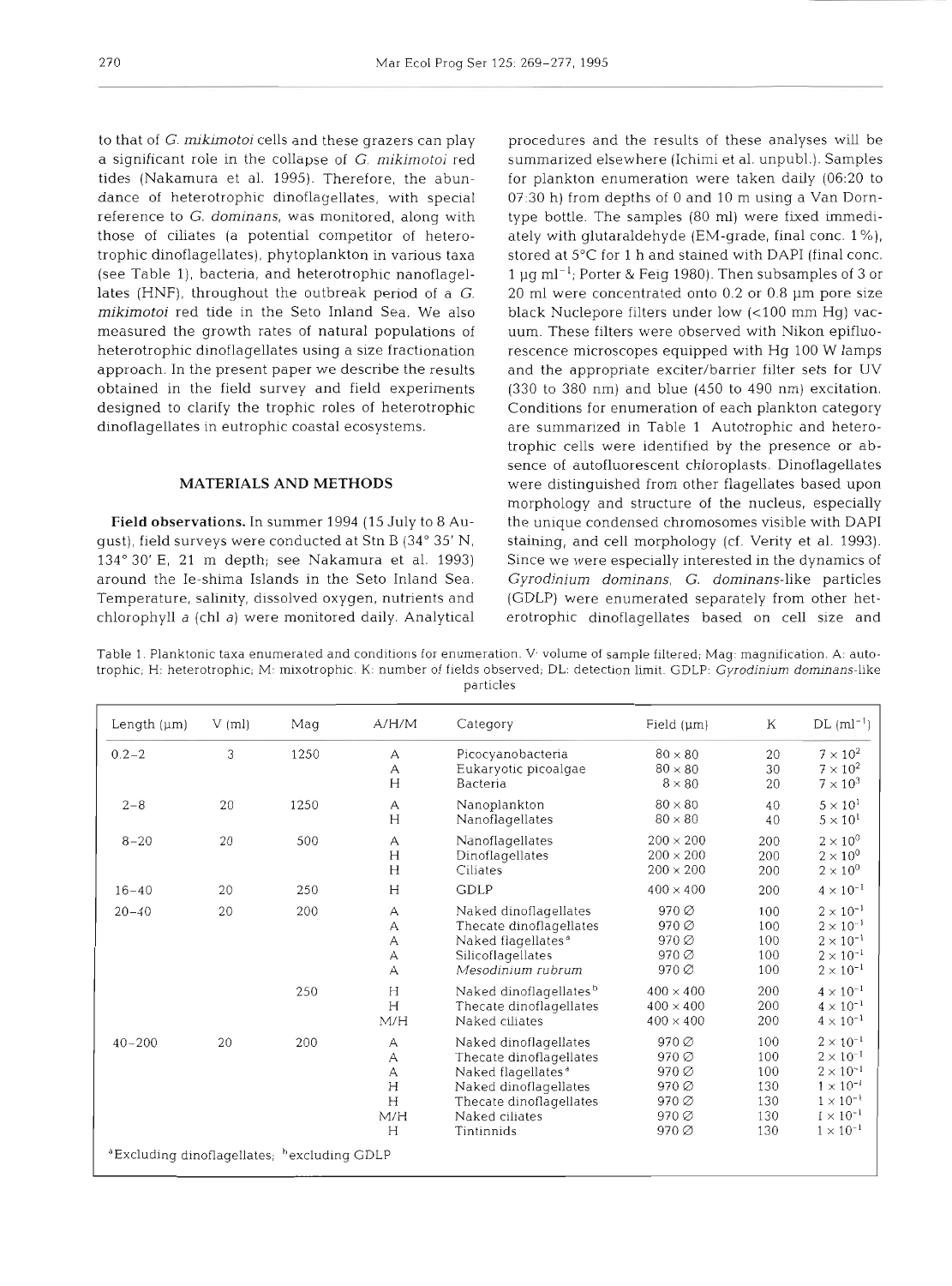to that of *G. mikimotoi* cells and these grazers can play a significant role in the collapse of *G. mikimotoi* red tides (Nakamura et al. 1995). Therefore, the abundance of heterotrophic dinoflagellates, with special reference to *G. dominans*, was monitored, along with those of ciliates (a potential competitor of heterotrophic dinoflagellates), phytoplankton in various taxa (see Table 1), bacteria, and heterotrophic nanoflagellates (HNF), throughout the outbreak period of a *G. mikimotoi* red tide in the Seto Inland Sea. We also measured the growth rates of natural populations of heterotrophic dinoflagellates using a size fractionation approach. In the present paper we describe the results obtained in the field survey and field experiments designed to clarify the trophic roles of heterotrophic dinoflagellates in eutrophic coastal ecosystems.

## MATERIALS AND METHODS

**Field observations.** In summer 1994 (15 July to 8 August), field surveys were conducted at Stn B (34° 35' N, 134° 30' E, 21 m depth; see Nakamura et al. 1993) around the Ie-shima Islands in the Seto Inland Sea. Temperature, salinity, dissolved oxygen, nutrients and chlorophyll *a* (chl *a*) were monitored daily. Analytical procedures and the results of these analyses will be summarized elsewhere (Ichimi et al. unpubl.). Samples for plankton enumeration were taken daily (06:20 to 07:30 h) from depths of 0 and 10 m using a Van Dorn-type bottle. The samples (80 ml) were fixed immediately with glutaraldehyde (EM-grade, final conc. 1%), stored at 5°C for 1 h and stained with DAPI (final conc. 1 µg ml$^{-1}$; Porter & Feig 1980). Then subsamples of 3 or 20 ml were concentrated onto 0.2 or 0.8 µm pore size black Nuclepore filters under low (<100 mm Hg) vacuum. These filters were observed with Nikon epifluorescence microscopes equipped with Hg 100 W lamps and the appropriate exciter/barrier filter sets for UV (330 to 380 nm) and blue (450 to 490 nm) excitation. Conditions for enumeration of each plankton category are summarized in Table 1. Autotrophic and heterotrophic cells were identified by the presence or absence of autofluorescent chloroplasts. Dinoflagellates were distinguished from other flagellates based upon morphology and structure of the nucleus, especially the unique condensed chromosomes visible with DAPI staining, and cell morphology (cf. Verity et al. 1993). Since we were especially interested in the dynamics of *Gyrodinium dominans*, *G. dominans*-like particles (GDLP) were enumerated separately from other heterotrophic dinoflagellates based on cell size and

Table 1. Planktonic taxa enumerated and conditions for enumeration. V: volume of sample filtered; Mag: magnification. A: autotrophic; H: heterotrophic; M: mixotrophic. K: number of fields observed; DL: detection limit. GDLP: *Gyrodinium dominans*-like particles

| Length (µm) | V (ml) | Mag | A/H/M | Category | Field (µm) | K | DL (ml$^{-1}$) |
|---|---|---|---|---|---|---|---|
| 0.2–2 | 3 | 1250 | A | Picocyanobacteria | 80 × 80 | 20 | $7 \times 10^2$ |
| | | | A | Eukaryotic picoalgae | 80 × 80 | 30 | $7 \times 10^2$ |
| | | | H | Bacteria | 8 × 80 | 20 | $7 \times 10^3$ |
| 2–8 | 20 | 1250 | A | Nanoplankton | 80 × 80 | 40 | $5 \times 10^1$ |
| | | | H | Nanoflagellates | 80 × 80 | 40 | $5 \times 10^1$ |
| 8–20 | 20 | 500 | A | Nanoflagellates | 200 × 200 | 200 | $2 \times 10^0$ |
| | | | H | Dinoflagellates | 200 × 200 | 200 | $2 \times 10^0$ |
| | | | H | Ciliates | 200 × 200 | 200 | $2 \times 10^0$ |
| 16–40 | 20 | 250 | H | GDLP | 400 × 400 | 200 | $4 \times 10^{-1}$ |
| 20–40 | 20 | 200 | A | Naked dinoflagellates | 970 ∅ | 100 | $2 \times 10^{-1}$ |
| | | | A | Thecate dinoflagellates | 970 ∅ | 100 | $2 \times 10^{-1}$ |
| | | | A | Naked flagellates[a] | 970 ∅ | 100 | $2 \times 10^{-1}$ |
| | | | A | Silicoflagellates | 970 ∅ | 100 | $2 \times 10^{-1}$ |
| | | | A | *Mesodinium rubrum* | 970 ∅ | 100 | $2 \times 10^{-1}$ |
| | | 250 | H | Naked dinoflagellates[b] | 400 × 400 | 200 | $4 \times 10^{-1}$ |
| | | | H | Thecate dinoflagellates | 400 × 400 | 200 | $4 \times 10^{-1}$ |
| | | | M/H | Naked ciliates | 400 × 400 | 200 | $4 \times 10^{-1}$ |
| 40–200 | 20 | 200 | A | Naked dinoflagellates | 970 ∅ | 100 | $2 \times 10^{-1}$ |
| | | | A | Thecate dinoflagellates | 970 ∅ | 100 | $2 \times 10^{-1}$ |
| | | | A | Naked flagellates[a] | 970 ∅ | 100 | $2 \times 10^{-1}$ |
| | | | H | Naked dinoflagellates | 970 ∅ | 130 | $1 \times 10^{-1}$ |
| | | | H | Thecate dinoflagellates | 970 ∅ | 130 | $1 \times 10^{-1}$ |
| | | | M/H | Naked ciliates | 970 ∅ | 130 | $1 \times 10^{-1}$ |
| | | | H | Tintinnids | 970 ∅ | 130 | $1 \times 10^{-1}$ |

[a]Excluding dinoflagellates; [b]excluding GDLP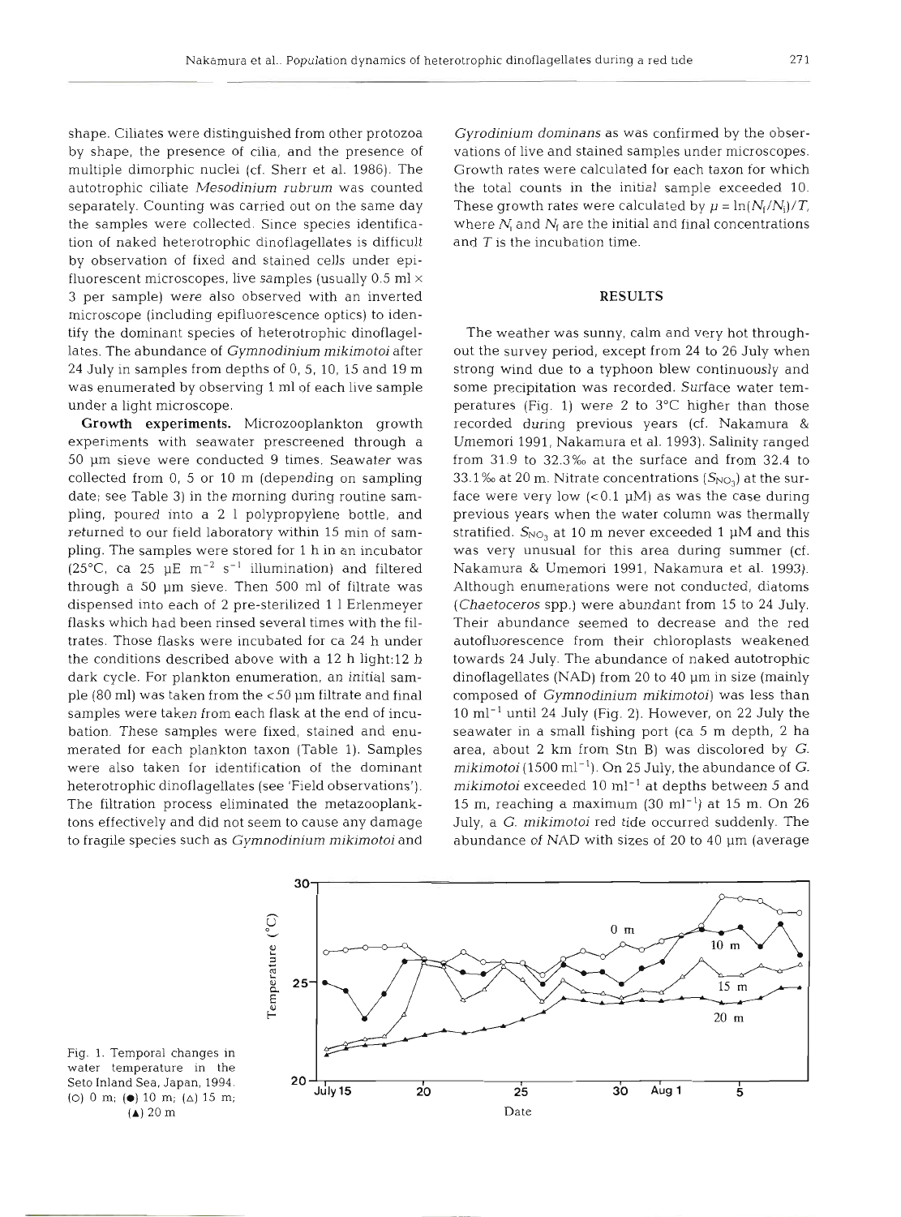shape. Ciliates were distinguished from other protozoa by shape, the presence of cilia, and the presence of multiple dimorphic nuclei (cf. Sherr et al. 1986). The autotrophic ciliate *Mesodinium rubrum* was counted separately. Counting was carried out on the same day the samples were collected. Since species identification of naked heterotrophic dinoflagellates is difficult by observation of fixed and stained cells under epifluorescent microscopes, live samples (usually 0.5 ml × 3 per sample) were also observed with an inverted microscope (including epifluorescence optics) to identify the dominant species of heterotrophic dinoflagellates. The abundance of *Gymnodinium mikimotoi* after 24 July in samples from depths of 0, 5, 10, 15 and 19 m was enumerated by observing 1 ml of each live sample under a light microscope.

**Growth experiments.** Microzooplankton growth experiments with seawater prescreened through a 50 µm sieve were conducted 9 times. Seawater was collected from 0, 5 or 10 m (depending on sampling date; see Table 3) in the morning during routine sampling, poured into a 2 l polypropylene bottle, and returned to our field laboratory within 15 min of sampling. The samples were stored for 1 h in an incubator (25°C, ca 25 µE m$^{-2}$ s$^{-1}$ illumination) and filtered through a 50 µm sieve. Then 500 ml of filtrate was dispensed into each of 2 pre-sterilized 1 l Erlenmeyer flasks which had been rinsed several times with the filtrates. Those flasks were incubated for ca 24 h under the conditions described above with a 12 h light:12 h dark cycle. For plankton enumeration, an initial sample (80 ml) was taken from the <50 µm filtrate and final samples were taken from each flask at the end of incubation. These samples were fixed, stained and enumerated for each plankton taxon (Table 1). Samples were also taken for identification of the dominant heterotrophic dinoflagellates (see 'Field observations'). The filtration process eliminated the metazooplanktons effectively and did not seem to cause any damage to fragile species such as *Gymnodinium mikimotoi* and *Gyrodinium dominans* as was confirmed by the observations of live and stained samples under microscopes. Growth rates were calculated for each taxon for which the total counts in the initial sample exceeded 10. These growth rates were calculated by $\mu = \ln(N_f/N_i)/T$, where $N_i$ and $N_f$ are the initial and final concentrations and $T$ is the incubation time.

## RESULTS

The weather was sunny, calm and very hot throughout the survey period, except from 24 to 26 July when strong wind due to a typhoon blew continuously and some precipitation was recorded. Surface water temperatures (Fig. 1) were 2 to 3°C higher than those recorded during previous years (cf. Nakamura & Umemori 1991, Nakamura et al. 1993). Salinity ranged from 31.9 to 32.3‰ at the surface and from 32.4 to 33.1‰ at 20 m. Nitrate concentrations ($S_{NO_3}$) at the surface were very low (<0.1 µM) as was the case during previous years when the water column was thermally stratified. $S_{NO_3}$ at 10 m never exceeded 1 µM and this was very unusual for this area during summer (cf. Nakamura & Umemori 1991, Nakamura et al. 1993). Although enumerations were not conducted, diatoms (*Chaetoceros* spp.) were abundant from 15 to 24 July. Their abundance seemed to decrease and the red autofluorescence from their chloroplasts weakened towards 24 July. The abundance of naked autotrophic dinoflagellates (NAD) from 20 to 40 µm in size (mainly composed of *Gymnodinium mikimotoi*) was less than 10 ml$^{-1}$ until 24 July (Fig. 2). However, on 22 July the seawater in a small fishing port (ca 5 m depth, 2 ha area, about 2 km from Stn B) was discolored by *G. mikimotoi* (1500 ml$^{-1}$). On 25 July, the abundance of *G. mikimotoi* exceeded 10 ml$^{-1}$ at depths between 5 and 15 m, reaching a maximum (30 ml$^{-1}$) at 15 m. On 26 July, a *G. mikimotoi* red tide occurred suddenly. The abundance of NAD with sizes of 20 to 40 µm (average

Fig. 1. Temporal changes in water temperature in the Seto Inland Sea, Japan, 1994. (○) 0 m; (●) 10 m; (△) 15 m; (▲) 20 m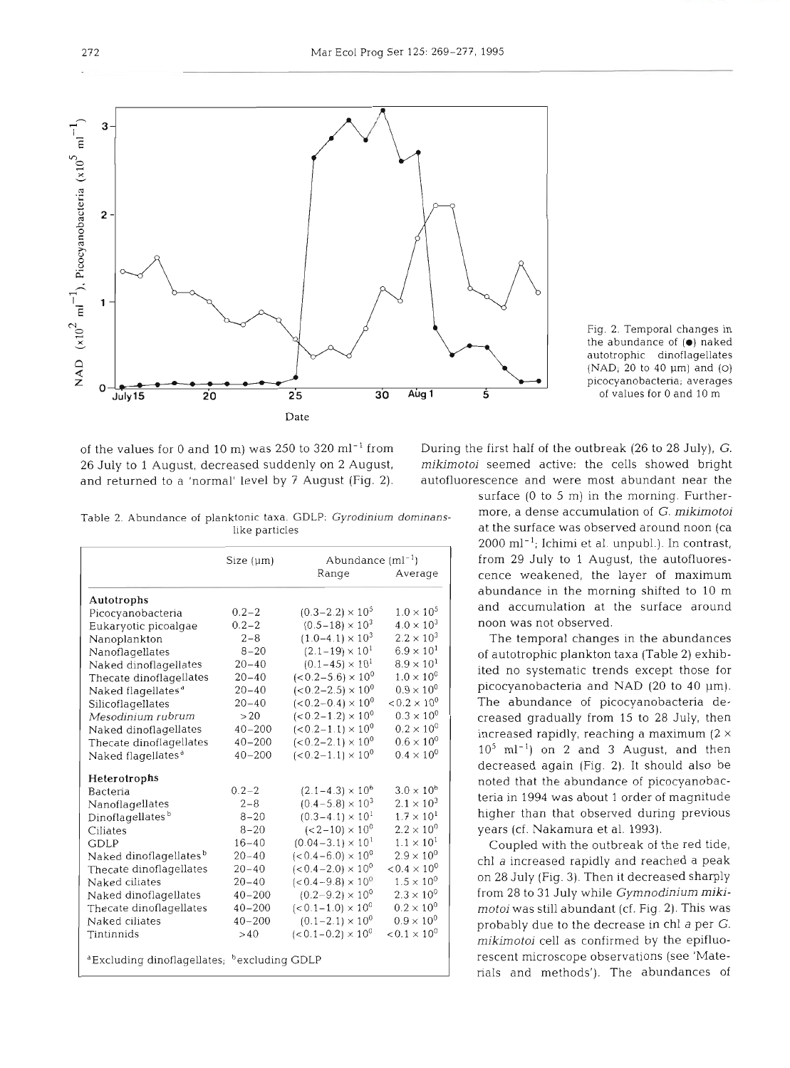Fig. 2. Temporal changes in the abundance of (●) naked autotrophic dinoflagellates (NAD; 20 to 40 µm) and (○) picocyanobacteria; averages of values for 0 and 10 m

of the values for 0 and 10 m) was 250 to 320 ml$^{-1}$ from 26 July to 1 August, decreased suddenly on 2 August, and returned to a 'normal' level by 7 August (Fig. 2).

Table 2. Abundance of planktonic taxa. GDLP: *Gyrodinium dominans*-like particles

| | Size (µm) | Abundance (ml$^{-1}$) | |
|---|---|---|---|
| | | Range | Average |
| **Autotrophs** | | | |
| Picocyanobacteria | 0.2–2 | $(0.3–2.2) \times 10^5$ | $1.0 \times 10^5$ |
| Eukaryotic picoalgae | 0.2–2 | $(0.5–18) \times 10^3$ | $4.0 \times 10^3$ |
| Nanoplankton | 2–8 | $(1.0–4.1) \times 10^3$ | $2.2 \times 10^3$ |
| Nanoflagellates | 8–20 | $(2.1–19) \times 10^1$ | $6.9 \times 10^1$ |
| Naked dinoflagellates | 20–40 | $(0.1–45) \times 10^1$ | $8.9 \times 10^1$ |
| Thecate dinoflagellates | 20–40 | $(<0.2–5.6) \times 10^0$ | $1.0 \times 10^0$ |
| Naked flagellates[a] | 20–40 | $(<0.2–2.5) \times 10^0$ | $0.9 \times 10^0$ |
| Silicoflagellates | 20–40 | $(<0.2–0.4) \times 10^0$ | $<0.2 \times 10^0$ |
| *Mesodinium rubrum* | >20 | $(<0.2–1.2) \times 10^0$ | $0.3 \times 10^0$ |
| Naked dinoflagellates | 40–200 | $(<0.2–1.1) \times 10^0$ | $0.2 \times 10^0$ |
| Thecate dinoflagellates | 40–200 | $(<0.2–2.1) \times 10^0$ | $0.6 \times 10^0$ |
| Naked flagellates[a] | 40–200 | $(<0.2–1.1) \times 10^0$ | $0.4 \times 10^0$ |
| **Heterotrophs** | | | |
| Bacteria | 0.2–2 | $(2.1–4.3) \times 10^6$ | $3.0 \times 10^6$ |
| Nanoflagellates | 2–8 | $(0.4–5.8) \times 10^3$ | $2.1 \times 10^3$ |
| Dinoflagellates[b] | 8–20 | $(0.3–4.1) \times 10^1$ | $1.7 \times 10^1$ |
| Ciliates | 8–20 | $(<2–10) \times 10^0$ | $2.2 \times 10^0$ |
| GDLP | 16–40 | $(0.04–3.1) \times 10^1$ | $1.1 \times 10^1$ |
| Naked dinoflagellates[b] | 20–40 | $(<0.4–6.0) \times 10^0$ | $2.9 \times 10^0$ |
| Thecate dinoflagellates | 20–40 | $(<0.4–2.0) \times 10^0$ | $<0.4 \times 10^0$ |
| Naked ciliates | 20–40 | $(<0.4–9.8) \times 10^0$ | $1.5 \times 10^0$ |
| Naked dinoflagellates | 40–200 | $(0.2–9.2) \times 10^0$ | $2.3 \times 10^0$ |
| Thecate dinoflagellates | 40–200 | $(<0.1–1.0) \times 10^0$ | $0.2 \times 10^0$ |
| Naked ciliates | 40–200 | $(0.1–2.1) \times 10^0$ | $0.9 \times 10^0$ |
| Tintinnids | >40 | $(<0.1–0.2) \times 10^0$ | $<0.1 \times 10^0$ |

[a]Excluding dinoflagellates; [b]excluding GDLP

During the first half of the outbreak (26 to 28 July), *G. mikimotoi* seemed active: the cells showed bright autofluorescence and were most abundant near the surface (0 to 5 m) in the morning. Furthermore, a dense accumulation of *G. mikimotoi* at the surface was observed around noon (ca 2000 ml$^{-1}$; Ichimi et al. unpubl.). In contrast, from 29 July to 1 August, the autofluorescence weakened, the layer of maximum abundance in the morning shifted to 10 m and accumulation at the surface around noon was not observed.

The temporal changes in the abundances of autotrophic plankton taxa (Table 2) exhibited no systematic trends except those for picocyanobacteria and NAD (20 to 40 µm). The abundance of picocyanobacteria decreased gradually from 15 to 28 July, then increased rapidly, reaching a maximum ($2 \times 10^5$ ml$^{-1}$) on 2 and 3 August, and then decreased again (Fig. 2). It should also be noted that the abundance of picocyanobacteria in 1994 was about 1 order of magnitude higher than that observed during previous years (cf. Nakamura et al. 1993).

Coupled with the outbreak of the red tide, chl *a* increased rapidly and reached a peak on 28 July (Fig. 3). Then it decreased sharply from 28 to 31 July while *Gymnodinium mikimotoi* was still abundant (cf. Fig. 2). This was probably due to the decrease in chl *a* per *G. mikimotoi* cell as confirmed by the epifluorescent microscope observations (see 'Materials and methods'). The abundances of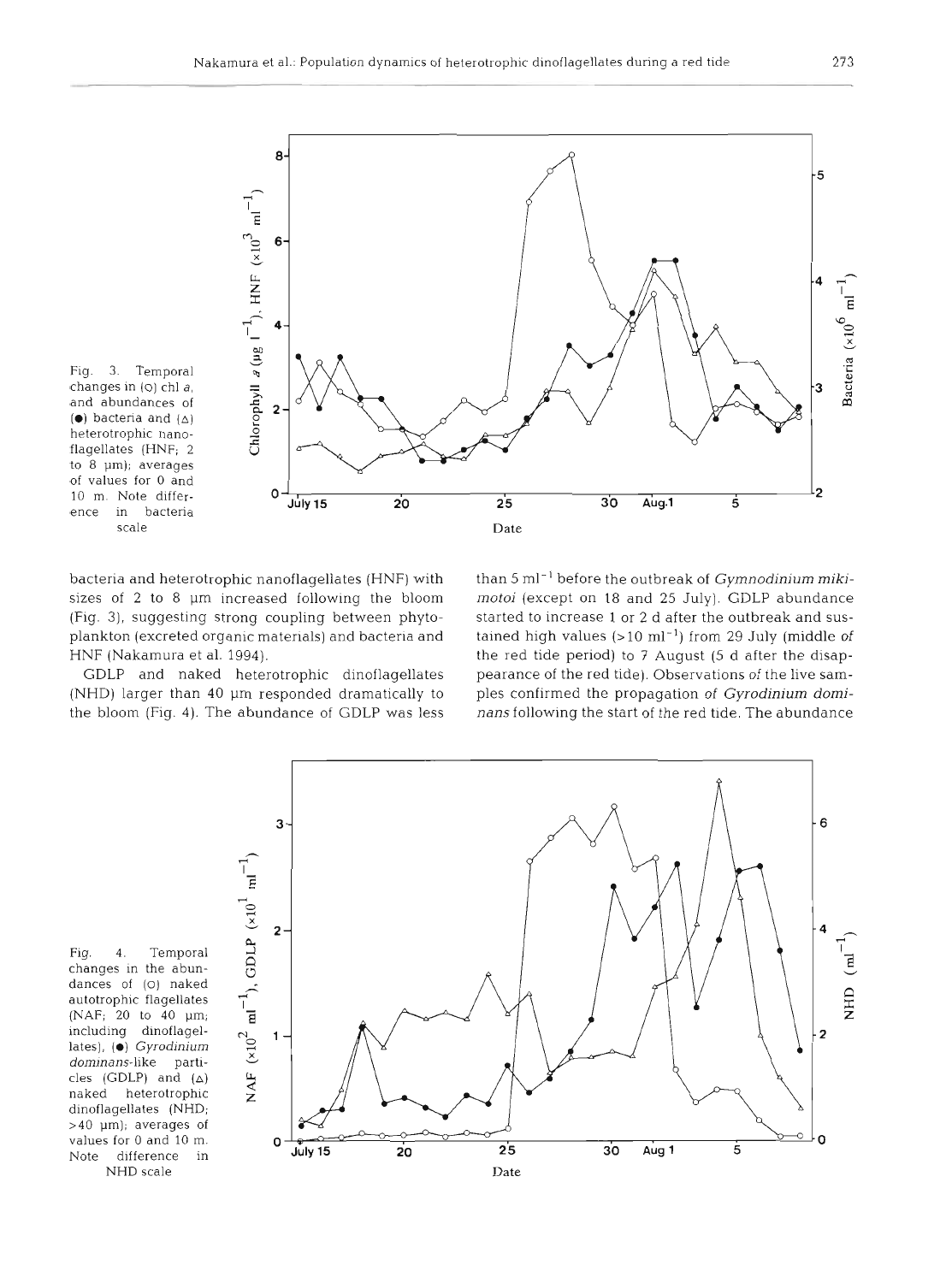Fig. 3. Temporal changes in (○) chl *a*, and abundances of (●) bacteria and (△) heterotrophic nanoflagellates (HNF; 2 to 8 µm); averages of values for 0 and 10 m. Note difference in bacteria scale

bacteria and heterotrophic nanoflagellates (HNF) with sizes of 2 to 8 µm increased following the bloom (Fig. 3), suggesting strong coupling between phytoplankton (excreted organic materials) and bacteria and HNF (Nakamura et al. 1994).

GDLP and naked heterotrophic dinoflagellates (NHD) larger than 40 µm responded dramatically to the bloom (Fig. 4). The abundance of GDLP was less than 5 $ml^{-1}$ before the outbreak of *Gymnodinium mikimotoi* (except on 18 and 25 July). GDLP abundance started to increase 1 or 2 d after the outbreak and sustained high values (>10 $ml^{-1}$) from 29 July (middle of the red tide period) to 7 August (5 d after the disappearance of the red tide). Observations of the live samples confirmed the propagation of *Gyrodinium dominans* following the start of the red tide. The abundance

Fig. 4. Temporal changes in the abundances of (○) naked autotrophic flagellates (NAF; 20 to 40 µm; including dinoflagellates), (●) *Gyrodinium dominans*-like particles (GDLP) and (△) naked heterotrophic dinoflagellates (NHD; >40 µm); averages of values for 0 and 10 m. Note difference in NHD scale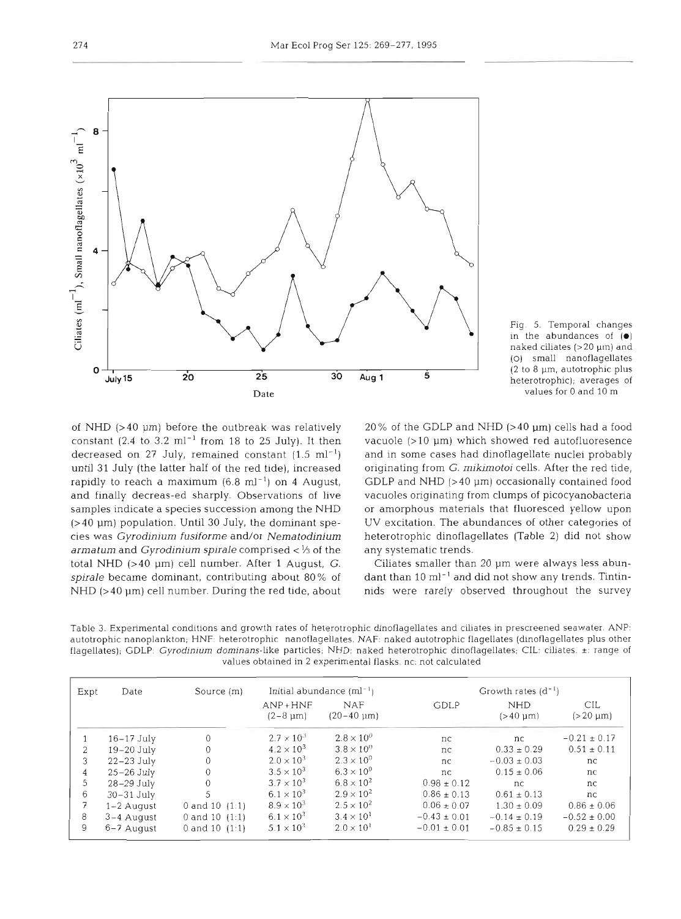Fig. 5. Temporal changes in the abundances of (●) naked ciliates (>20 µm) and (○) small nanoflagellates (2 to 8 µm, autotrophic plus heterotrophic); averages of values for 0 and 10 m

of NHD (>40 µm) before the outbreak was relatively constant (2.4 to 3.2 $ml^{-1}$ from 18 to 25 July). It then decreased on 27 July, remained constant (1.5 $ml^{-1}$) until 31 July (the latter half of the red tide), increased rapidly to reach a maximum (6.8 $ml^{-1}$) on 4 August, and finally decreas-ed sharply. Observations of live samples indicate a species succession among the NHD (>40 µm) population. Until 30 July, the dominant species was *Gyrodinium fusiforme* and/or *Nematodinium armatum* and *Gyrodinium spirale* comprised < ⅓ of the total NHD (>40 µm) cell number. After 1 August, *G. spirale* became dominant, contributing about 80% of NHD (>40 µm) cell number. During the red tide, about 20% of the GDLP and NHD (>40 µm) cells had a food vacuole (>10 µm) which showed red autofluoresence and in some cases had dinoflagellate nuclei probably originating from *G. mikimotoi* cells. After the red tide, GDLP and NHD (>40 µm) occasionally contained food vacuoles originating from clumps of picocyanobacteria or amorphous materials that fluoresced yellow upon UV excitation. The abundances of other categories of heterotrophic dinoflagellates (Table 2) did not show any systematic trends.

Ciliates smaller than 20 µm were always less abundant than 10 $ml^{-1}$ and did not show any trends. Tintinnids were rarely observed throughout the survey

Table 3. Experimental conditions and growth rates of heterotrophic dinoflagellates and ciliates in prescreened seawater. ANP: autotrophic nanoplankton; HNF: heterotrophic nanoflagellates. NAF: naked autotrophic flagellates (dinoflagellates plus other flagellates); GDLP: *Gyrodinium dominans*-like particles; NHD: naked heterotrophic dinoflagellates; CIL: ciliates. ±: range of values obtained in 2 experimental flasks. nc: not calculated

| Expt | Date | Source (m) | Initial abundance ($ml^{-1}$) | | Growth rates ($d^{-1}$) | | |
|---|---|---|---|---|---|---|---|
| | | | ANP+HNF (2–8 µm) | NAF (20–40 µm) | GDLP | NHD (>40 µm) | CIL (>20 µm) |
| 1 | 16–17 July | 0 | $2.7 \times 10^3$ | $2.8 \times 10^0$ | nc | nc | −0.21 ± 0.17 |
| 2 | 19–20 July | 0 | $4.2 \times 10^3$ | $3.8 \times 10^0$ | nc | 0.33 ± 0.29 | 0.51 ± 0.11 |
| 3 | 22–23 July | 0 | $2.0 \times 10^3$ | $2.3 \times 10^0$ | nc | −0.03 ± 0.03 | nc |
| 4 | 25–26 July | 0 | $3.5 \times 10^3$ | $6.3 \times 10^0$ | nc | 0.15 ± 0.06 | nc |
| 5 | 28–29 July | 0 | $3.7 \times 10^3$ | $6.8 \times 10^2$ | 0.98 ± 0.12 | nc | nc |
| 6 | 30–31 July | 5 | $6.1 \times 10^3$ | $2.9 \times 10^2$ | 0.86 ± 0.13 | 0.61 ± 0.13 | nc |
| 7 | 1–2 August | 0 and 10 (1:1) | $8.9 \times 10^3$ | $2.5 \times 10^2$ | 0.06 ± 0.07 | 1.30 ± 0.09 | 0.86 ± 0.06 |
| 8 | 3–4 August | 0 and 10 (1:1) | $6.1 \times 10^3$ | $3.4 \times 10^1$ | −0.43 ± 0.01 | −0.14 ± 0.19 | −0.52 ± 0.00 |
| 9 | 6–7 August | 0 and 10 (1:1) | $5.1 \times 10^3$ | $2.0 \times 10^1$ | −0.01 ± 0.01 | −0.85 ± 0.15 | 0.29 ± 0.29 |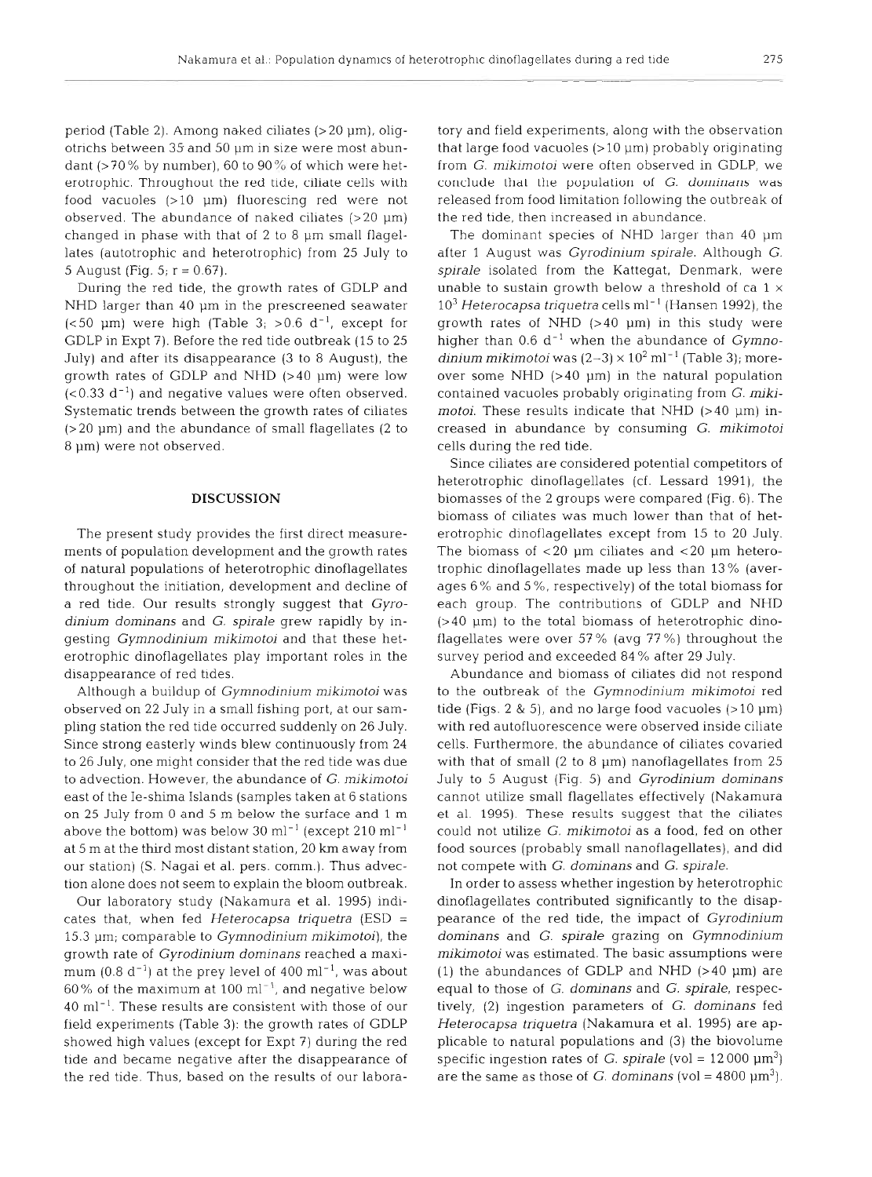period (Table 2). Among naked ciliates (>20 µm), oligotrichs between 35 and 50 µm in size were most abundant (>70% by number), 60 to 90% of which were heterotrophic. Throughout the red tide, ciliate cells with food vacuoles (>10 µm) fluorescing red were not observed. The abundance of naked ciliates (>20 µm) changed in phase with that of 2 to 8 µm small flagellates (autotrophic and heterotrophic) from 25 July to 5 August (Fig. 5; r = 0.67).

During the red tide, the growth rates of GDLP and NHD larger than 40 µm in the prescreened seawater (<50 µm) were high (Table 3; >0.6 $d^{-1}$, except for GDLP in Expt 7). Before the red tide outbreak (15 to 25 July) and after its disappearance (3 to 8 August), the growth rates of GDLP and NHD (>40 µm) were low (<0.33 $d^{-1}$) and negative values were often observed. Systematic trends between the growth rates of ciliates (>20 µm) and the abundance of small flagellates (2 to 8 µm) were not observed.

## DISCUSSION

The present study provides the first direct measurements of population development and the growth rates of natural populations of heterotrophic dinoflagellates throughout the initiation, development and decline of a red tide. Our results strongly suggest that *Gyrodinium dominans* and *G. spirale* grew rapidly by ingesting *Gymnodinium mikimotoi* and that these heterotrophic dinoflagellates play important roles in the disappearance of red tides.

Although a buildup of *Gymnodinium mikimotoi* was observed on 22 July in a small fishing port, at our sampling station the red tide occurred suddenly on 26 July. Since strong easterly winds blew continuously from 24 to 26 July, one might consider that the red tide was due to advection. However, the abundance of *G. mikimotoi* east of the Ie-shima Islands (samples taken at 6 stations on 25 July from 0 and 5 m below the surface and 1 m above the bottom) was below 30 $ml^{-1}$ (except 210 $ml^{-1}$ at 5 m at the third most distant station, 20 km away from our station) (S. Nagai et al. pers. comm.). Thus advection alone does not seem to explain the bloom outbreak.

Our laboratory study (Nakamura et al. 1995) indicates that, when fed *Heterocapsa triquetra* (ESD = 15.3 µm; comparable to *Gymnodinium mikimotoi*), the growth rate of *Gyrodinium dominans* reached a maximum (0.8 $d^{-1}$) at the prey level of 400 $ml^{-1}$, was about 60% of the maximum at 100 $ml^{-1}$, and negative below 40 $ml^{-1}$. These results are consistent with those of our field experiments (Table 3): the growth rates of GDLP showed high values (except for Expt 7) during the red tide and became negative after the disappearance of the red tide. Thus, based on the results of our laboratory and field experiments, along with the observation that large food vacuoles (>10 µm) probably originating from *G. mikimotoi* were often observed in GDLP, we conclude that the population of *G. dominans* was released from food limitation following the outbreak of the red tide, then increased in abundance.

The dominant species of NHD larger than 40 µm after 1 August was *Gyrodinium spirale*. Although *G. spirale* isolated from the Kattegat, Denmark, were unable to sustain growth below a threshold of ca $1 \times 10^3$ *Heterocapsa triquetra* cells $ml^{-1}$ (Hansen 1992), the growth rates of NHD (>40 µm) in this study were higher than 0.6 $d^{-1}$ when the abundance of *Gymnodinium mikimotoi* was $(2–3) \times 10^2$ $ml^{-1}$ (Table 3); moreover some NHD (>40 µm) in the natural population contained vacuoles probably originating from *G. mikimotoi*. These results indicate that NHD (>40 µm) increased in abundance by consuming *G. mikimotoi* cells during the red tide.

Since ciliates are considered potential competitors of heterotrophic dinoflagellates (cf. Lessard 1991), the biomasses of the 2 groups were compared (Fig. 6). The biomass of ciliates was much lower than that of heterotrophic dinoflagellates except from 15 to 20 July. The biomass of <20 µm ciliates and <20 µm heterotrophic dinoflagellates made up less than 13% (averages 6% and 5%, respectively) of the total biomass for each group. The contributions of GDLP and NHD (>40 µm) to the total biomass of heterotrophic dinoflagellates were over 57% (avg 77%) throughout the survey period and exceeded 84% after 29 July.

Abundance and biomass of ciliates did not respond to the outbreak of the *Gymnodinium mikimotoi* red tide (Figs. 2 & 5), and no large food vacuoles (>10 µm) with red autofluorescence were observed inside ciliate cells. Furthermore, the abundance of ciliates covaried with that of small (2 to 8 µm) nanoflagellates from 25 July to 5 August (Fig. 5) and *Gyrodinium dominans* cannot utilize small flagellates effectively (Nakamura et al. 1995). These results suggest that the ciliates could not utilize *G. mikimotoi* as a food, fed on other food sources (probably small nanoflagellates), and did not compete with *G. dominans* and *G. spirale*.

In order to assess whether ingestion by heterotrophic dinoflagellates contributed significantly to the disappearance of the red tide, the impact of *Gyrodinium dominans* and *G. spirale* grazing on *Gymnodinium mikimotoi* was estimated. The basic assumptions were (1) the abundances of GDLP and NHD (>40 µm) are equal to those of *G. dominans* and *G. spirale*, respectively, (2) ingestion parameters of *G. dominans* fed *Heterocapsa triquetra* (Nakamura et al. 1995) are applicable to natural populations and (3) the biovolume specific ingestion rates of *G. spirale* (vol = 12000 $\mu m^3$) are the same as those of *G. dominans* (vol = 4800 $\mu m^3$).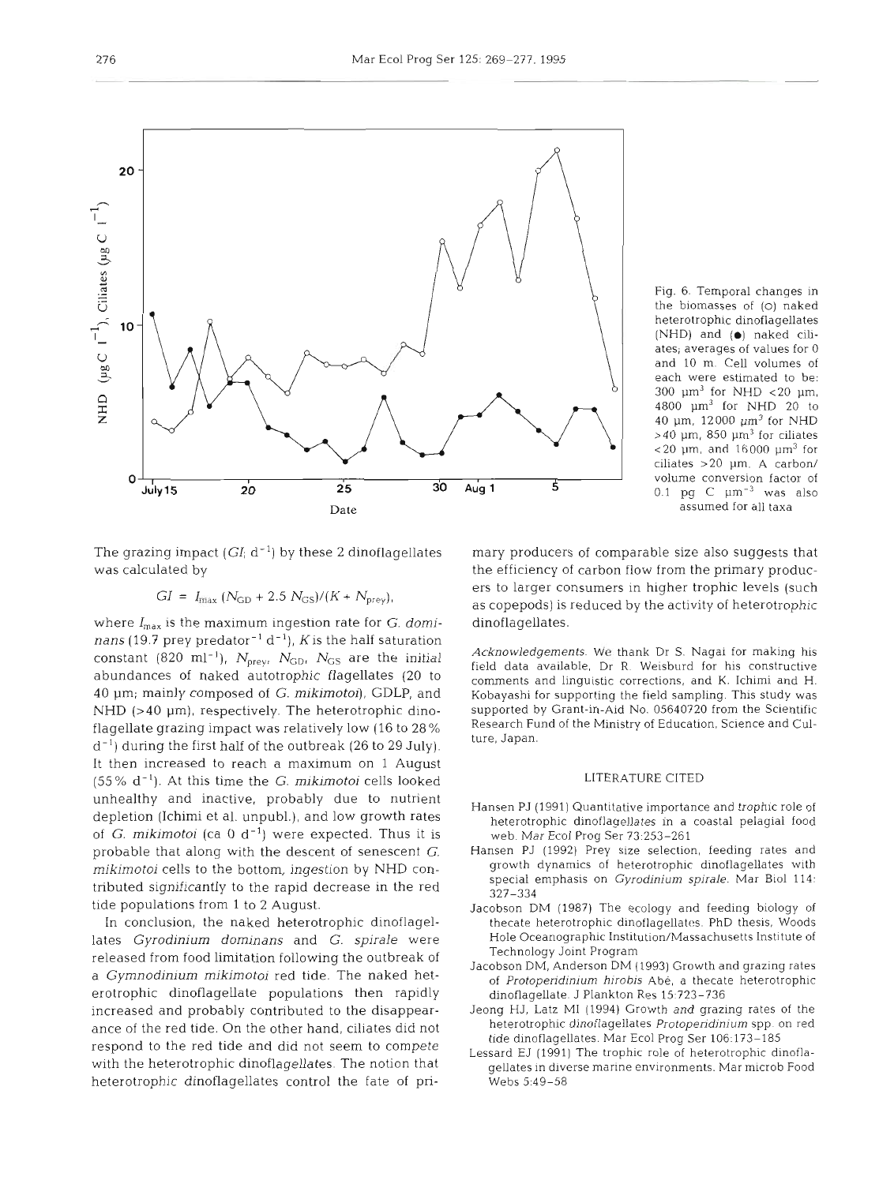Fig. 6. Temporal changes in the biomasses of (○) naked heterotrophic dinoflagellates (NHD) and (●) naked ciliates; averages of values for 0 and 10 m. Cell volumes of each were estimated to be: 300 $\mu m^3$ for NHD <20 µm, 4800 $\mu m^3$ for NHD 20 to 40 µm, 12000 $\mu m^3$ for NHD >40 µm, 850 $\mu m^3$ for ciliates <20 µm, and 16000 $\mu m^3$ for ciliates >20 µm. A carbon/volume conversion factor of 0.1 pg C $\mu m^{-3}$ was also assumed for all taxa

The grazing impact ($GI$; $d^{-1}$) by these 2 dinoflagellates was calculated by

$$GI = I_{max}(N_{GD} + 2.5\,N_{GS})/(K + N_{prey}),$$

where $I_{max}$ is the maximum ingestion rate for *G. dominans* (19.7 prey predator$^{-1}$ d$^{-1}$), $K$ is the half saturation constant (820 ml$^{-1}$), $N_{prey}$, $N_{GD}$, $N_{GS}$ are the initial abundances of naked autotrophic flagellates (20 to 40 µm; mainly composed of *G. mikimotoi*), GDLP, and NHD (>40 µm), respectively. The heterotrophic dinoflagellate grazing impact was relatively low (16 to 28% d$^{-1}$) during the first half of the outbreak (26 to 29 July). It then increased to reach a maximum on 1 August (55% d$^{-1}$). At this time the *G. mikimotoi* cells looked unhealthy and inactive, probably due to nutrient depletion (Ichimi et al. unpubl.), and low growth rates of *G. mikimotoi* (ca 0 d$^{-1}$) were expected. Thus it is probable that along with the descent of senescent *G. mikimotoi* cells to the bottom, ingestion by NHD contributed significantly to the rapid decrease in the red tide populations from 1 to 2 August.

In conclusion, the naked heterotrophic dinoflagellates *Gyrodinium dominans* and *G. spirale* were released from food limitation following the outbreak of a *Gymnodinium mikimotoi* red tide. The naked heterotrophic dinoflagellate populations then rapidly increased and probably contributed to the disappearance of the red tide. On the other hand, ciliates did not respond to the red tide and did not seem to compete with the heterotrophic dinoflagellates. The notion that heterotrophic dinoflagellates control the fate of primary producers of comparable size also suggests that the efficiency of carbon flow from the primary producers to larger consumers in higher trophic levels (such as copepods) is reduced by the activity of heterotrophic dinoflagellates.

*Acknowledgements.* We thank Dr S. Nagai for making his field data available, Dr R. Weisburd for his constructive comments and linguistic corrections, and K. Ichimi and H. Kobayashi for supporting the field sampling. This study was supported by Grant-in-Aid No. 05640720 from the Scientific Research Fund of the Ministry of Education, Science and Culture, Japan.

## LITERATURE CITED

Hansen PJ (1991) Quantitative importance and trophic role of heterotrophic dinoflagellates in a coastal pelagial food web. Mar Ecol Prog Ser 73:253–261

Hansen PJ (1992) Prey size selection, feeding rates and growth dynamics of heterotrophic dinoflagellates with special emphasis on *Gyrodinium spirale*. Mar Biol 114: 327–334

Jacobson DM (1987) The ecology and feeding biology of thecate heterotrophic dinoflagellates. PhD thesis, Woods Hole Oceanographic Institution/Massachusetts Institute of Technology Joint Program

Jacobson DM, Anderson DM (1993) Growth and grazing rates of *Protoperidinium hirobis* Abé, a thecate heterotrophic dinoflagellate. J Plankton Res 15:723–736

Jeong HJ, Latz MI (1994) Growth and grazing rates of the heterotrophic dinoflagellates *Protoperidinium* spp. on red tide dinoflagellates. Mar Ecol Prog Ser 106:173–185

Lessard EJ (1991) The trophic role of heterotrophic dinoflagellates in diverse marine environments. Mar microb Food Webs 5:49–58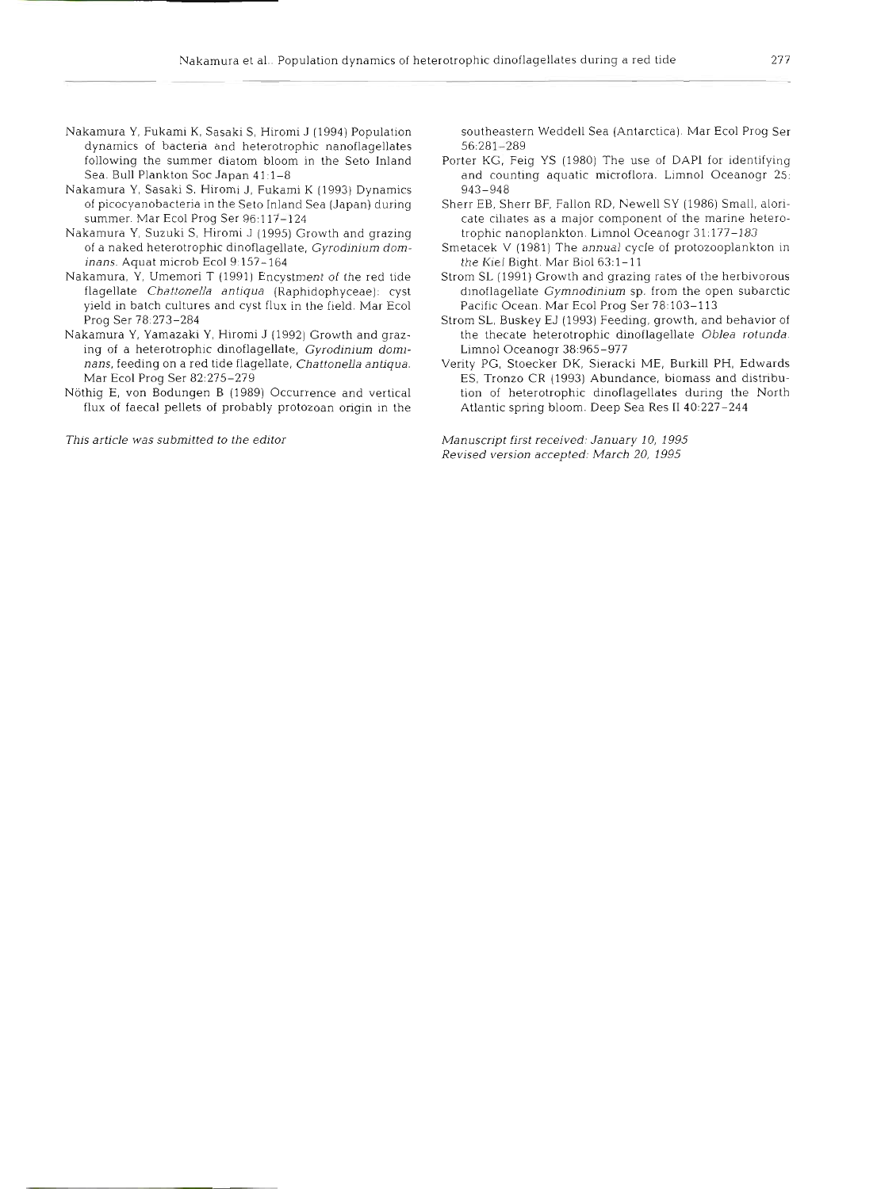Nakamura Y, Fukami K, Sasaki S, Hiromi J (1994) Population dynamics of bacteria and heterotrophic nanoflagellates following the summer diatom bloom in the Seto Inland Sea. Bull Plankton Soc Japan 41:1–8

Nakamura Y, Sasaki S, Hiromi J, Fukami K (1993) Dynamics of picocyanobacteria in the Seto Inland Sea (Japan) during summer. Mar Ecol Prog Ser 96:117–124

Nakamura Y, Suzuki S, Hiromi J (1995) Growth and grazing of a naked heterotrophic dinoflagellate, *Gyrodinium dominans*. Aquat microb Ecol 9:157–164

Nakamura, Y, Umemori T (1991) Encystment of the red tide flagellate *Chattonella antiqua* (Raphidophyceae): cyst yield in batch cultures and cyst flux in the field. Mar Ecol Prog Ser 78:273–284

Nakamura Y, Yamazaki Y, Hiromi J (1992) Growth and grazing of a heterotrophic dinoflagellate, *Gyrodinium dominans*, feeding on a red tide flagellate, *Chattonella antiqua*. Mar Ecol Prog Ser 82:275–279

Nöthig E, von Bodungen B (1989) Occurrence and vertical flux of faecal pellets of probably protozoan origin in the southeastern Weddell Sea (Antarctica). Mar Ecol Prog Ser 56:281–289

Porter KG, Feig YS (1980) The use of DAPI for identifying and counting aquatic microflora. Limnol Oceanogr 25: 943–948

Sherr EB, Sherr BF, Fallon RD, Newell SY (1986) Small, aloricate ciliates as a major component of the marine heterotrophic nanoplankton. Limnol Oceanogr 31:177–183

Smetacek V (1981) The annual cycle of protozooplankton in the Kiel Bight. Mar Biol 63:1–11

Strom SL (1991) Growth and grazing rates of the herbivorous dinoflagellate *Gymnodinium* sp. from the open subarctic Pacific Ocean. Mar Ecol Prog Ser 78:103–113

Strom SL, Buskey EJ (1993) Feeding, growth, and behavior of the thecate heterotrophic dinoflagellate *Oblea rotunda*. Limnol Oceanogr 38:965–977

Verity PG, Stoecker DK, Sieracki ME, Burkill PH, Edwards ES, Tronzo CR (1993) Abundance, biomass and distribution of heterotrophic dinoflagellates during the North Atlantic spring bloom. Deep Sea Res II 40:227–244

*This article was submitted to the editor*

*Manuscript first received: January 10, 1995*
*Revised version accepted: March 20, 1995*